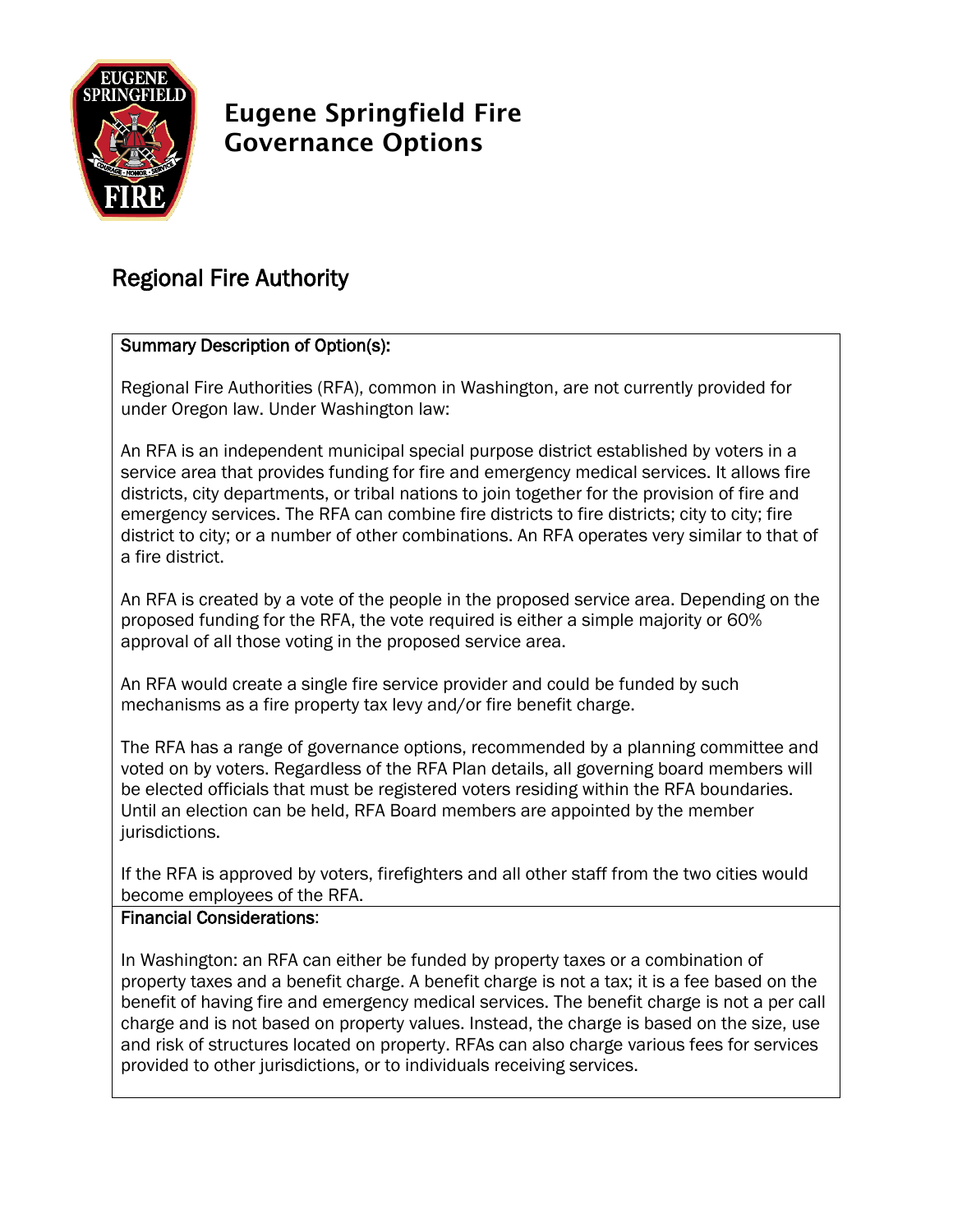# Eugene Springfield Fire Governance Options

## Regional Fire Authority

**Summary Description of Option(s):**

Regional Fire Authorities (RFA), common in Washington, are not currently provided for under Oregon law. Under Washington law:

An RFA is an independent municipal special purpose district established by voters in a service area that provides funding for fire and emergency medical services. It allows fire districts, city departments, or tribal nations to join together for the provision of fire and emergency services. The RFA can combine fire districts to fire districts; city to city; fire district to city; or a number of other combinations. An RFA operates very similar to that of a fire district.

An RFA is created by a vote of the people in the proposed service area. Depending on the proposed funding for the RFA, the vote required is either a simple majority or 60% approval of all those voting in the proposed service area.

An RFA would create a single fire service provider and could be funded by such mechanisms as a fire property tax levy and/or fire benefit charge.

The RFA has a range of governance options, recommended by a planning committee and voted on by voters. Regardless of the RFA Plan details, all governing board members will be elected officials that must be registered voters residing within the RFA boundaries. Until an election can be held, RFA Board members are appointed by the member jurisdictions.

If the RFA is approved by voters, firefighters and all other staff from the two cities would become employees of the RFA.

**Financial Considerations**:

In Washington: an RFA can either be funded by property taxes or a combination of property taxes and a benefit charge. A benefit charge is not a tax; it is a fee based on the benefit of having fire and emergency medical services. The benefit charge is not a per call charge and is not based on property values. Instead, the charge is based on the size, use and risk of structures located on property. RFAs can also charge various fees for services provided to other jurisdictions, or to individuals receiving services.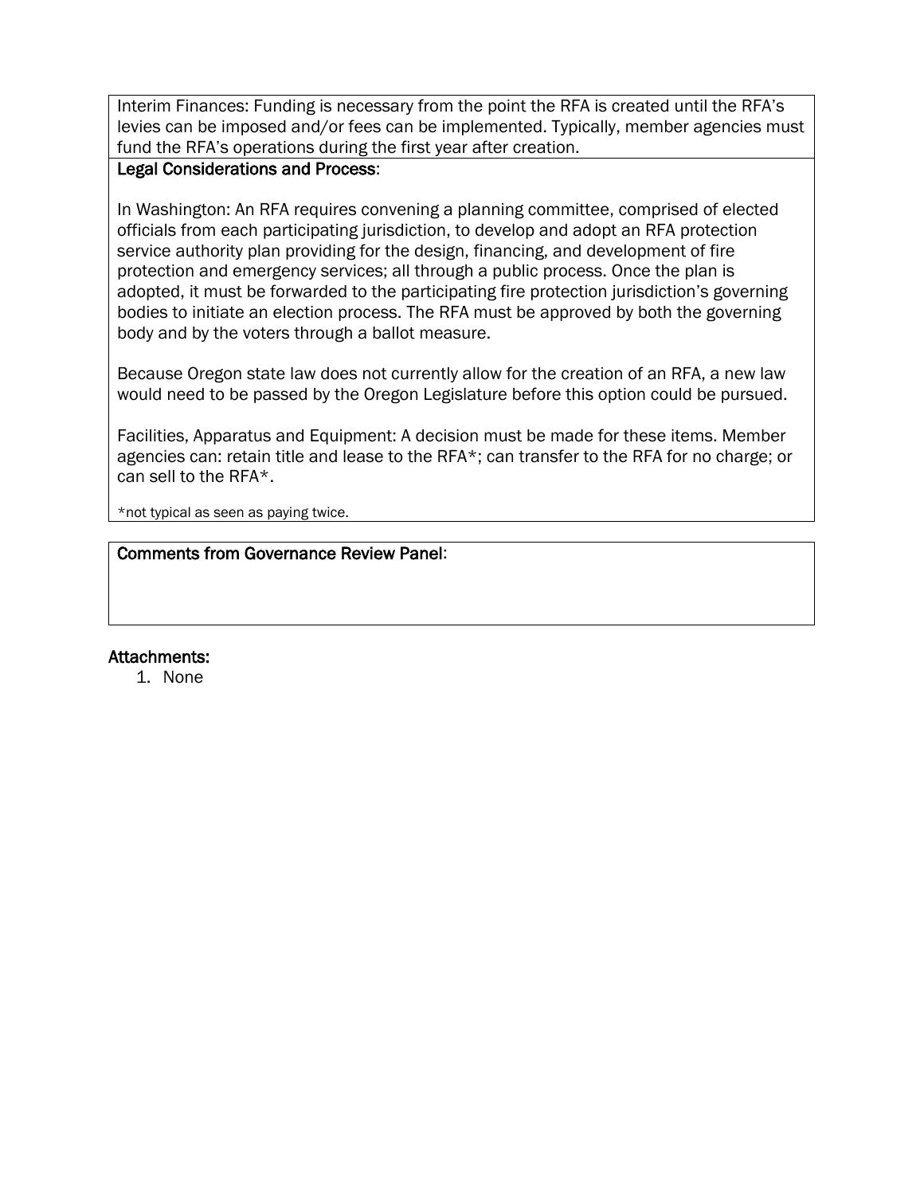Interim Finances: Funding is necessary from the point the RFA is created until the RFA's levies can be imposed and/or fees can be implemented. Typically, member agencies must fund the RFA's operations during the first year after creation.

**Legal Considerations and Process**:

In Washington: An RFA requires convening a planning committee, comprised of elected officials from each participating jurisdiction, to develop and adopt an RFA protection service authority plan providing for the design, financing, and development of fire protection and emergency services; all through a public process. Once the plan is adopted, it must be forwarded to the participating fire protection jurisdiction's governing bodies to initiate an election process. The RFA must be approved by both the governing body and by the voters through a ballot measure.

Because Oregon state law does not currently allow for the creation of an RFA, a new law would need to be passed by the Oregon Legislature before this option could be pursued.

Facilities, Apparatus and Equipment: A decision must be made for these items. Member agencies can: retain title and lease to the RFA*; can transfer to the RFA for no charge; or can sell to the RFA*.

*not typical as seen as paying twice.

**Comments from Governance Review Panel**:

**Attachments:**

1. None